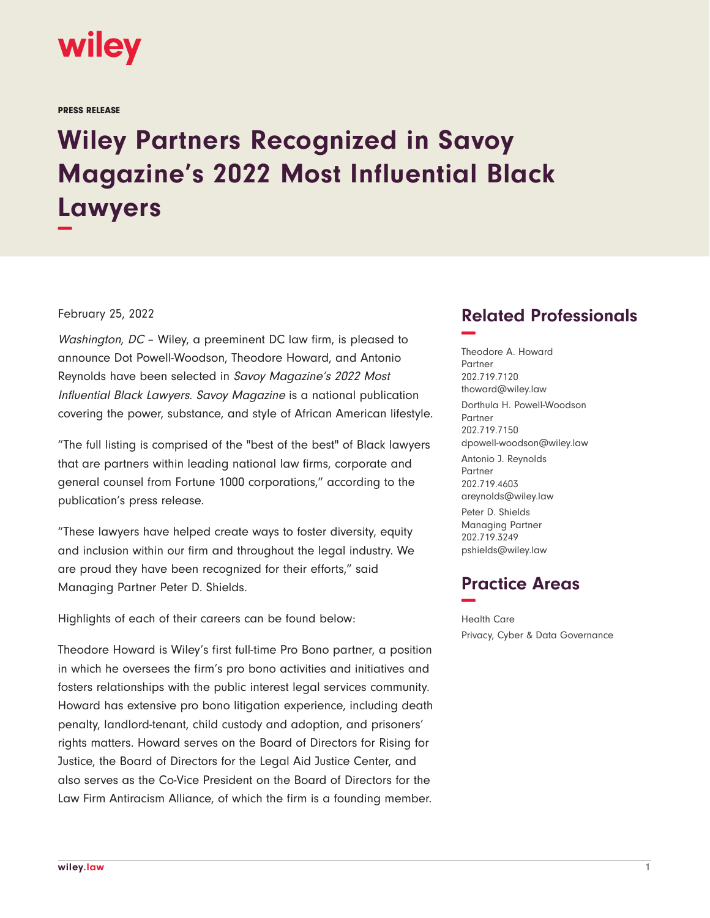PRESS RELEASE

# Wiley Partners Recognized in Savoy Magazine's 2022 Most Influential Black Lawyers

February 25, 2022

*Washington, DC* – Wiley, a preeminent DC law firm, is pleased to announce Dot Powell-Woodson, Theodore Howard, and Antonio Reynolds have been selected in *Savoy Magazine's 2022 Most Influential Black Lawyers*. *Savoy Magazine* is a national publication covering the power, substance, and style of African American lifestyle.

"The full listing is comprised of the "best of the best" of Black lawyers that are partners within leading national law firms, corporate and general counsel from Fortune 1000 corporations," according to the publication's press release.

"These lawyers have helped create ways to foster diversity, equity and inclusion within our firm and throughout the legal industry. We are proud they have been recognized for their efforts," said Managing Partner Peter D. Shields.

Highlights of each of their careers can be found below:

Theodore Howard is Wiley's first full-time Pro Bono partner, a position in which he oversees the firm's pro bono activities and initiatives and fosters relationships with the public interest legal services community. Howard has extensive pro bono litigation experience, including death penalty, landlord-tenant, child custody and adoption, and prisoners' rights matters. Howard serves on the Board of Directors for Rising for Justice, the Board of Directors for the Legal Aid Justice Center, and also serves as the Co-Vice President on the Board of Directors for the Law Firm Antiracism Alliance, of which the firm is a founding member.

## Related Professionals

Theodore A. Howard
Partner
202.719.7120
thoward@wiley.law

Dorthula H. Powell-Woodson
Partner
202.719.7150
dpowell-woodson@wiley.law

Antonio J. Reynolds
Partner
202.719.4603
areynolds@wiley.law

Peter D. Shields
Managing Partner
202.719.3249
pshields@wiley.law

## Practice Areas

Health Care

Privacy, Cyber & Data Governance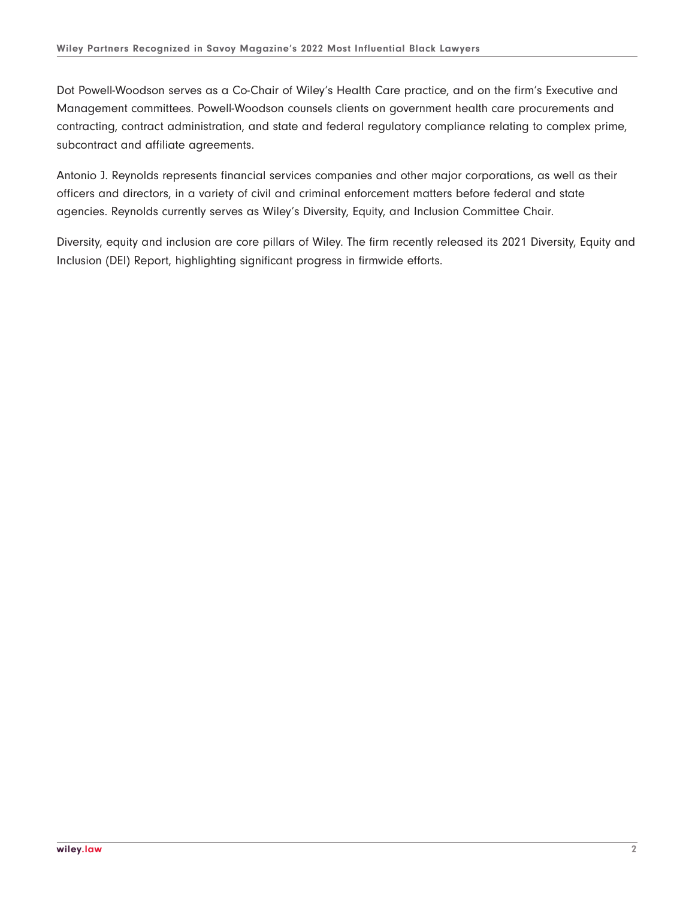Dot Powell-Woodson serves as a Co-Chair of Wiley's Health Care practice, and on the firm's Executive and Management committees. Powell-Woodson counsels clients on government health care procurements and contracting, contract administration, and state and federal regulatory compliance relating to complex prime, subcontract and affiliate agreements.

Antonio J. Reynolds represents financial services companies and other major corporations, as well as their officers and directors, in a variety of civil and criminal enforcement matters before federal and state agencies. Reynolds currently serves as Wiley's Diversity, Equity, and Inclusion Committee Chair.

Diversity, equity and inclusion are core pillars of Wiley. The firm recently released its 2021 Diversity, Equity and Inclusion (DEI) Report, highlighting significant progress in firmwide efforts.